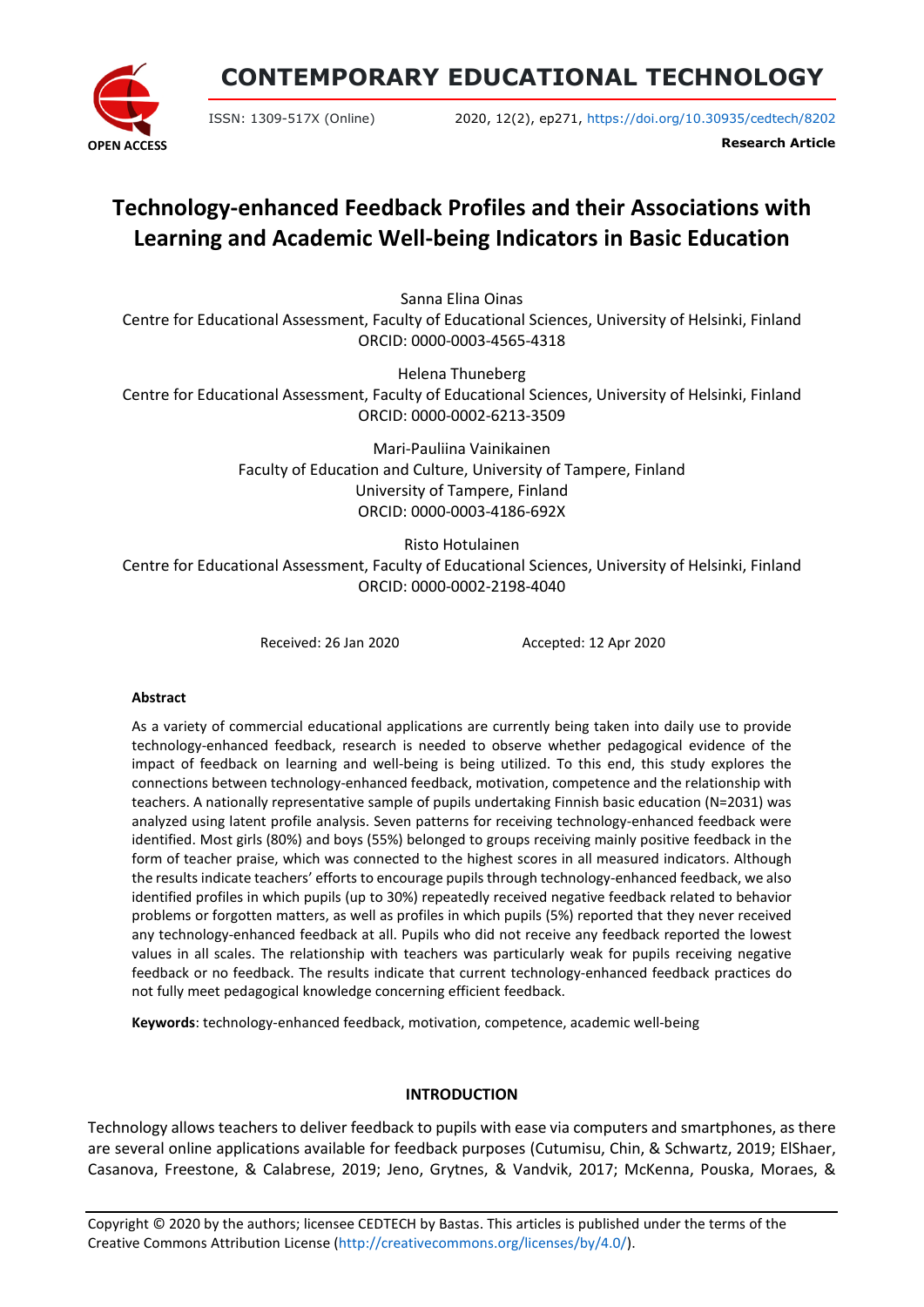# CONTEMPORARY EDUCATIONAL TECHNOLOGY

OPEN ACCESS

ISSN: 1309-517X (Online) 2020, 12(2), ep271, https://doi.org/10.30935/cedtech/8202

**Research Article**

# Technology-enhanced Feedback Profiles and their Associations with Learning and Academic Well-being Indicators in Basic Education

Sanna Elina Oinas
Centre for Educational Assessment, Faculty of Educational Sciences, University of Helsinki, Finland
ORCID: 0000-0003-4565-4318

Helena Thuneberg
Centre for Educational Assessment, Faculty of Educational Sciences, University of Helsinki, Finland
ORCID: 0000-0002-6213-3509

Mari-Pauliina Vainikainen
Faculty of Education and Culture, University of Tampere, Finland
University of Tampere, Finland
ORCID: 0000-0003-4186-692X

Risto Hotulainen
Centre for Educational Assessment, Faculty of Educational Sciences, University of Helsinki, Finland
ORCID: 0000-0002-2198-4040

Received: 26 Jan 2020 Accepted: 12 Apr 2020

**Abstract**

As a variety of commercial educational applications are currently being taken into daily use to provide technology-enhanced feedback, research is needed to observe whether pedagogical evidence of the impact of feedback on learning and well-being is being utilized. To this end, this study explores the connections between technology-enhanced feedback, motivation, competence and the relationship with teachers. A nationally representative sample of pupils undertaking Finnish basic education (N=2031) was analyzed using latent profile analysis. Seven patterns for receiving technology-enhanced feedback were identified. Most girls (80%) and boys (55%) belonged to groups receiving mainly positive feedback in the form of teacher praise, which was connected to the highest scores in all measured indicators. Although the results indicate teachers' efforts to encourage pupils through technology-enhanced feedback, we also identified profiles in which pupils (up to 30%) repeatedly received negative feedback related to behavior problems or forgotten matters, as well as profiles in which pupils (5%) reported that they never received any technology-enhanced feedback at all. Pupils who did not receive any feedback reported the lowest values in all scales. The relationship with teachers was particularly weak for pupils receiving negative feedback or no feedback. The results indicate that current technology-enhanced feedback practices do not fully meet pedagogical knowledge concerning efficient feedback.

**Keywords**: technology-enhanced feedback, motivation, competence, academic well-being

## INTRODUCTION

Technology allows teachers to deliver feedback to pupils with ease via computers and smartphones, as there are several online applications available for feedback purposes (Cutumisu, Chin, & Schwartz, 2019; ElShaer, Casanova, Freestone, & Calabrese, 2019; Jeno, Grytnes, & Vandvik, 2017; McKenna, Pouska, Moraes, &

Copyright © 2020 by the authors; licensee CEDTECH by Bastas. This articles is published under the terms of the Creative Commons Attribution License (http://creativecommons.org/licenses/by/4.0/).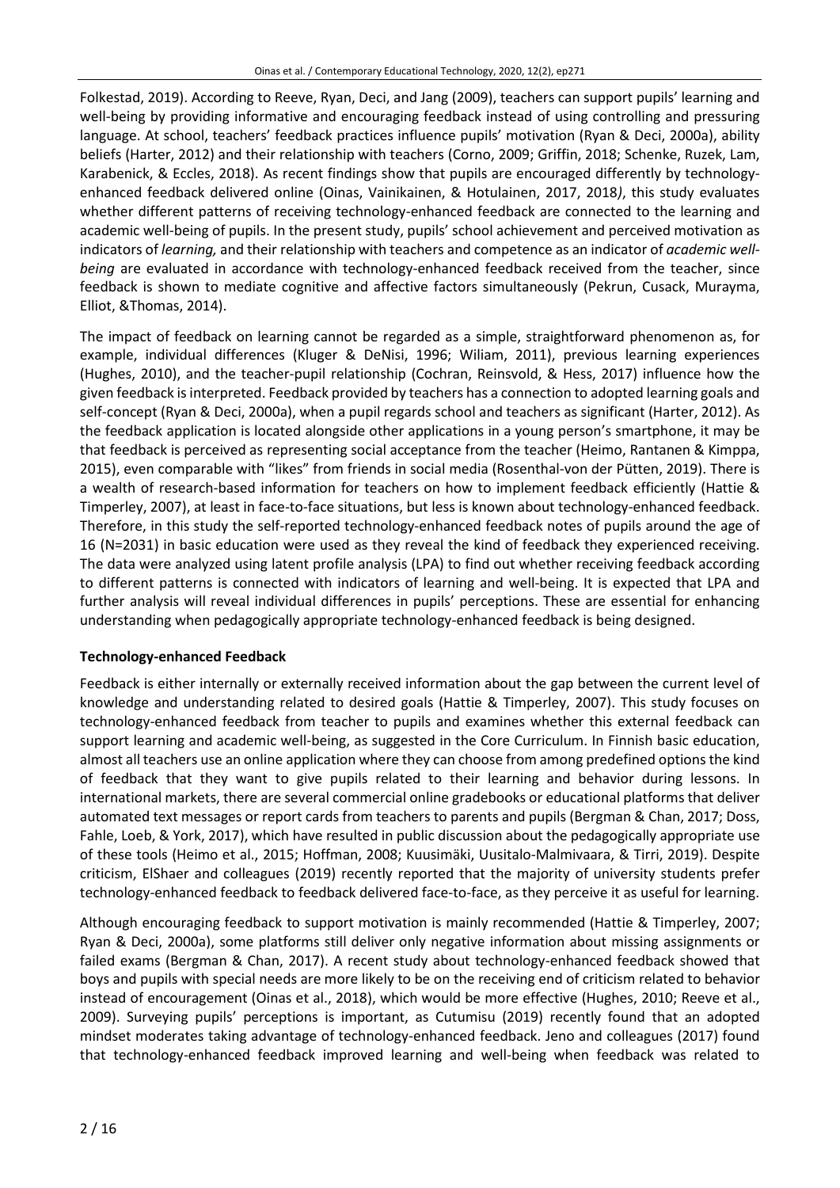Folkestad, 2019). According to Reeve, Ryan, Deci, and Jang (2009), teachers can support pupils' learning and well-being by providing informative and encouraging feedback instead of using controlling and pressuring language. At school, teachers' feedback practices influence pupils' motivation (Ryan & Deci, 2000a), ability beliefs (Harter, 2012) and their relationship with teachers (Corno, 2009; Griffin, 2018; Schenke, Ruzek, Lam, Karabenick, & Eccles, 2018). As recent findings show that pupils are encouraged differently by technology-enhanced feedback delivered online (Oinas, Vainikainen, & Hotulainen, 2017, 2018*)*, this study evaluates whether different patterns of receiving technology-enhanced feedback are connected to the learning and academic well-being of pupils. In the present study, pupils' school achievement and perceived motivation as indicators of *learning,* and their relationship with teachers and competence as an indicator of *academic well-being* are evaluated in accordance with technology-enhanced feedback received from the teacher, since feedback is shown to mediate cognitive and affective factors simultaneously (Pekrun, Cusack, Murayma, Elliot, &Thomas, 2014).

The impact of feedback on learning cannot be regarded as a simple, straightforward phenomenon as, for example, individual differences (Kluger & DeNisi, 1996; Wiliam, 2011), previous learning experiences (Hughes, 2010), and the teacher-pupil relationship (Cochran, Reinsvold, & Hess, 2017) influence how the given feedback is interpreted. Feedback provided by teachers has a connection to adopted learning goals and self-concept (Ryan & Deci, 2000a), when a pupil regards school and teachers as significant (Harter, 2012). As the feedback application is located alongside other applications in a young person's smartphone, it may be that feedback is perceived as representing social acceptance from the teacher (Heimo, Rantanen & Kimppa, 2015), even comparable with "likes" from friends in social media (Rosenthal-von der Pütten, 2019). There is a wealth of research-based information for teachers on how to implement feedback efficiently (Hattie & Timperley, 2007), at least in face-to-face situations, but less is known about technology-enhanced feedback. Therefore, in this study the self-reported technology-enhanced feedback notes of pupils around the age of 16 (N=2031) in basic education were used as they reveal the kind of feedback they experienced receiving. The data were analyzed using latent profile analysis (LPA) to find out whether receiving feedback according to different patterns is connected with indicators of learning and well-being. It is expected that LPA and further analysis will reveal individual differences in pupils' perceptions. These are essential for enhancing understanding when pedagogically appropriate technology-enhanced feedback is being designed.

## Technology-enhanced Feedback

Feedback is either internally or externally received information about the gap between the current level of knowledge and understanding related to desired goals (Hattie & Timperley, 2007). This study focuses on technology-enhanced feedback from teacher to pupils and examines whether this external feedback can support learning and academic well-being, as suggested in the Core Curriculum. In Finnish basic education, almost all teachers use an online application where they can choose from among predefined options the kind of feedback that they want to give pupils related to their learning and behavior during lessons. In international markets, there are several commercial online gradebooks or educational platforms that deliver automated text messages or report cards from teachers to parents and pupils (Bergman & Chan, 2017; Doss, Fahle, Loeb, & York, 2017), which have resulted in public discussion about the pedagogically appropriate use of these tools (Heimo et al., 2015; Hoffman, 2008; Kuusimäki, Uusitalo-Malmivaara, & Tirri, 2019). Despite criticism, ElShaer and colleagues (2019) recently reported that the majority of university students prefer technology-enhanced feedback to feedback delivered face-to-face, as they perceive it as useful for learning.

Although encouraging feedback to support motivation is mainly recommended (Hattie & Timperley, 2007; Ryan & Deci, 2000a), some platforms still deliver only negative information about missing assignments or failed exams (Bergman & Chan, 2017). A recent study about technology-enhanced feedback showed that boys and pupils with special needs are more likely to be on the receiving end of criticism related to behavior instead of encouragement (Oinas et al., 2018), which would be more effective (Hughes, 2010; Reeve et al., 2009). Surveying pupils' perceptions is important, as Cutumisu (2019) recently found that an adopted mindset moderates taking advantage of technology-enhanced feedback. Jeno and colleagues (2017) found that technology-enhanced feedback improved learning and well-being when feedback was related to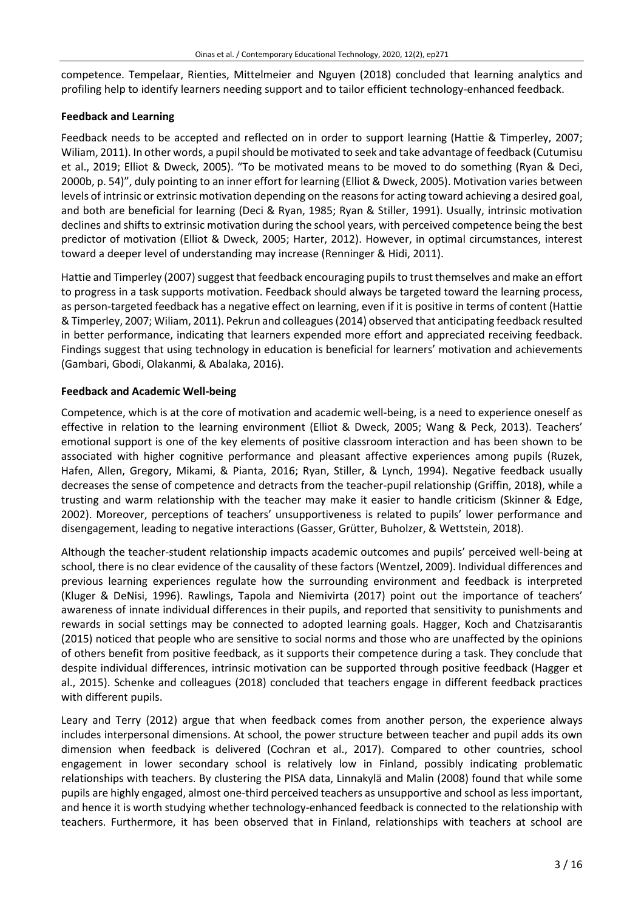competence. Tempelaar, Rienties, Mittelmeier and Nguyen (2018) concluded that learning analytics and profiling help to identify learners needing support and to tailor efficient technology-enhanced feedback.

### Feedback and Learning

Feedback needs to be accepted and reflected on in order to support learning (Hattie & Timperley, 2007; Wiliam, 2011). In other words, a pupil should be motivated to seek and take advantage of feedback (Cutumisu et al., 2019; Elliot & Dweck, 2005). "To be motivated means to be moved to do something (Ryan & Deci, 2000b, p. 54)", duly pointing to an inner effort for learning (Elliot & Dweck, 2005). Motivation varies between levels of intrinsic or extrinsic motivation depending on the reasons for acting toward achieving a desired goal, and both are beneficial for learning (Deci & Ryan, 1985; Ryan & Stiller, 1991). Usually, intrinsic motivation declines and shifts to extrinsic motivation during the school years, with perceived competence being the best predictor of motivation (Elliot & Dweck, 2005; Harter, 2012). However, in optimal circumstances, interest toward a deeper level of understanding may increase (Renninger & Hidi, 2011).

Hattie and Timperley (2007) suggest that feedback encouraging pupils to trust themselves and make an effort to progress in a task supports motivation. Feedback should always be targeted toward the learning process, as person-targeted feedback has a negative effect on learning, even if it is positive in terms of content (Hattie & Timperley, 2007; Wiliam, 2011). Pekrun and colleagues (2014) observed that anticipating feedback resulted in better performance, indicating that learners expended more effort and appreciated receiving feedback. Findings suggest that using technology in education is beneficial for learners' motivation and achievements (Gambari, Gbodi, Olakanmi, & Abalaka, 2016).

### Feedback and Academic Well-being

Competence, which is at the core of motivation and academic well-being, is a need to experience oneself as effective in relation to the learning environment (Elliot & Dweck, 2005; Wang & Peck, 2013). Teachers' emotional support is one of the key elements of positive classroom interaction and has been shown to be associated with higher cognitive performance and pleasant affective experiences among pupils (Ruzek, Hafen, Allen, Gregory, Mikami, & Pianta, 2016; Ryan, Stiller, & Lynch, 1994). Negative feedback usually decreases the sense of competence and detracts from the teacher-pupil relationship (Griffin, 2018), while a trusting and warm relationship with the teacher may make it easier to handle criticism (Skinner & Edge, 2002). Moreover, perceptions of teachers' unsupportiveness is related to pupils' lower performance and disengagement, leading to negative interactions (Gasser, Grütter, Buholzer, & Wettstein, 2018).

Although the teacher-student relationship impacts academic outcomes and pupils' perceived well-being at school, there is no clear evidence of the causality of these factors (Wentzel, 2009). Individual differences and previous learning experiences regulate how the surrounding environment and feedback is interpreted (Kluger & DeNisi, 1996). Rawlings, Tapola and Niemivirta (2017) point out the importance of teachers' awareness of innate individual differences in their pupils, and reported that sensitivity to punishments and rewards in social settings may be connected to adopted learning goals. Hagger, Koch and Chatzisarantis (2015) noticed that people who are sensitive to social norms and those who are unaffected by the opinions of others benefit from positive feedback, as it supports their competence during a task. They conclude that despite individual differences, intrinsic motivation can be supported through positive feedback (Hagger et al., 2015). Schenke and colleagues (2018) concluded that teachers engage in different feedback practices with different pupils.

Leary and Terry (2012) argue that when feedback comes from another person, the experience always includes interpersonal dimensions. At school, the power structure between teacher and pupil adds its own dimension when feedback is delivered (Cochran et al., 2017). Compared to other countries, school engagement in lower secondary school is relatively low in Finland, possibly indicating problematic relationships with teachers. By clustering the PISA data, Linnakylä and Malin (2008) found that while some pupils are highly engaged, almost one-third perceived teachers as unsupportive and school as less important, and hence it is worth studying whether technology-enhanced feedback is connected to the relationship with teachers. Furthermore, it has been observed that in Finland, relationships with teachers at school are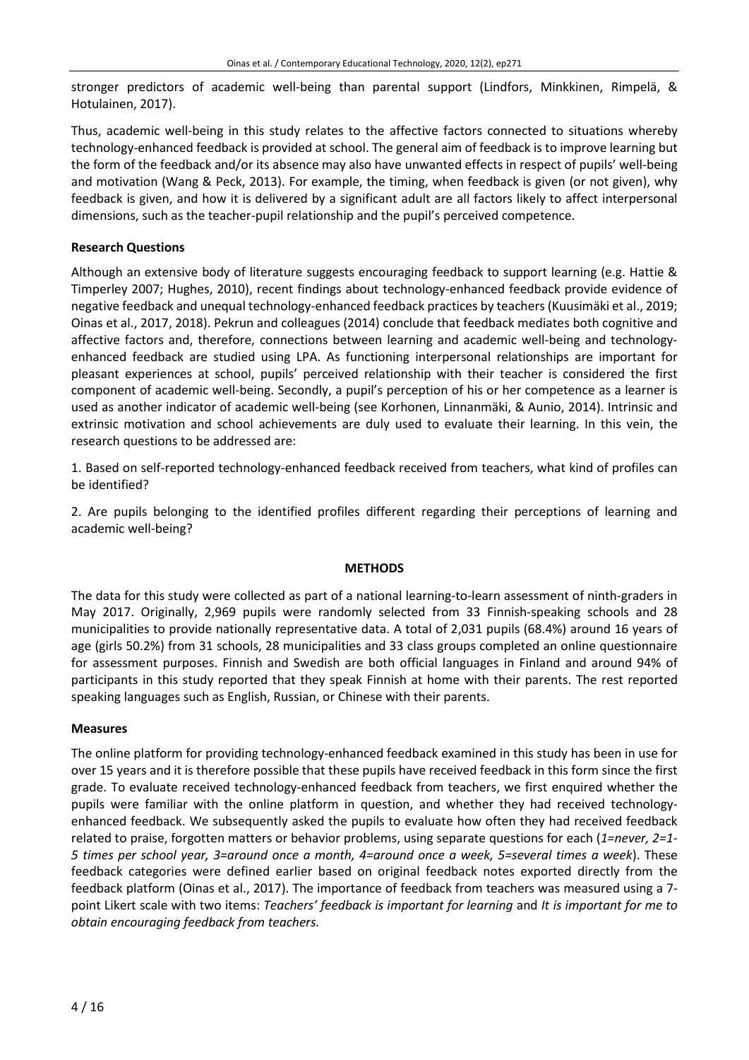stronger predictors of academic well-being than parental support (Lindfors, Minkkinen, Rimpelä, & Hotulainen, 2017).

Thus, academic well-being in this study relates to the affective factors connected to situations whereby technology-enhanced feedback is provided at school. The general aim of feedback is to improve learning but the form of the feedback and/or its absence may also have unwanted effects in respect of pupils' well-being and motivation (Wang & Peck, 2013). For example, the timing, when feedback is given (or not given), why feedback is given, and how it is delivered by a significant adult are all factors likely to affect interpersonal dimensions, such as the teacher-pupil relationship and the pupil's perceived competence.

### Research Questions

Although an extensive body of literature suggests encouraging feedback to support learning (e.g. Hattie & Timperley 2007; Hughes, 2010), recent findings about technology-enhanced feedback provide evidence of negative feedback and unequal technology-enhanced feedback practices by teachers (Kuusimäki et al., 2019; Oinas et al., 2017, 2018). Pekrun and colleagues (2014) conclude that feedback mediates both cognitive and affective factors and, therefore, connections between learning and academic well-being and technology-enhanced feedback are studied using LPA. As functioning interpersonal relationships are important for pleasant experiences at school, pupils' perceived relationship with their teacher is considered the first component of academic well-being. Secondly, a pupil's perception of his or her competence as a learner is used as another indicator of academic well-being (see Korhonen, Linnanmäki, & Aunio, 2014). Intrinsic and extrinsic motivation and school achievements are duly used to evaluate their learning. In this vein, the research questions to be addressed are:

1. Based on self-reported technology-enhanced feedback received from teachers, what kind of profiles can be identified?

2. Are pupils belonging to the identified profiles different regarding their perceptions of learning and academic well-being?

## METHODS

The data for this study were collected as part of a national learning-to-learn assessment of ninth-graders in May 2017. Originally, 2,969 pupils were randomly selected from 33 Finnish-speaking schools and 28 municipalities to provide nationally representative data. A total of 2,031 pupils (68.4%) around 16 years of age (girls 50.2%) from 31 schools, 28 municipalities and 33 class groups completed an online questionnaire for assessment purposes. Finnish and Swedish are both official languages in Finland and around 94% of participants in this study reported that they speak Finnish at home with their parents. The rest reported speaking languages such as English, Russian, or Chinese with their parents.

### Measures

The online platform for providing technology-enhanced feedback examined in this study has been in use for over 15 years and it is therefore possible that these pupils have received feedback in this form since the first grade. To evaluate received technology-enhanced feedback from teachers, we first enquired whether the pupils were familiar with the online platform in question, and whether they had received technology-enhanced feedback. We subsequently asked the pupils to evaluate how often they had received feedback related to praise, forgotten matters or behavior problems, using separate questions for each (*1=never, 2=1-5 times per school year, 3=around once a month, 4=around once a week, 5=several times a week*). These feedback categories were defined earlier based on original feedback notes exported directly from the feedback platform (Oinas et al., 2017). The importance of feedback from teachers was measured using a 7-point Likert scale with two items: *Teachers' feedback is important for learning* and *It is important for me to obtain encouraging feedback from teachers.*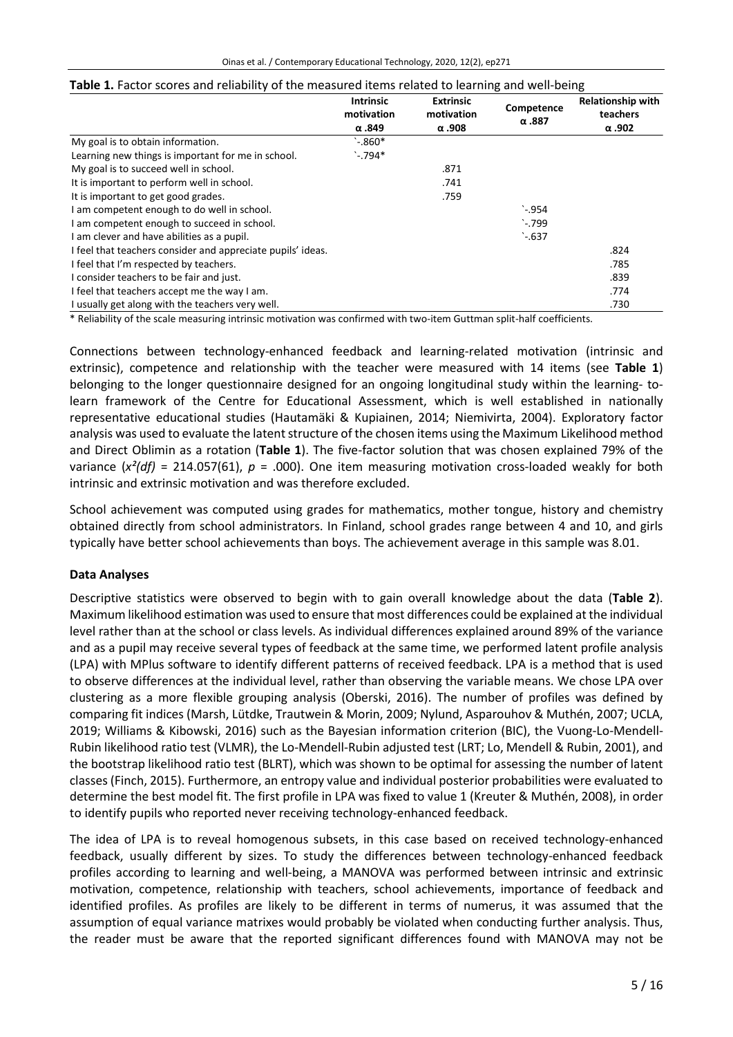**Table 1.** Factor scores and reliability of the measured items related to learning and well-being

| | Intrinsic motivation α .849 | Extrinsic motivation α .908 | Competence α .887 | Relationship with teachers α .902 |
|---|---|---|---|---|
| My goal is to obtain information. | `-.860* | | | |
| Learning new things is important for me in school. | `-.794* | | | |
| My goal is to succeed well in school. | | .871 | | |
| It is important to perform well in school. | | .741 | | |
| It is important to get good grades. | | .759 | | |
| I am competent enough to do well in school. | | | `-.954 | |
| I am competent enough to succeed in school. | | | `-.799 | |
| I am clever and have abilities as a pupil. | | | `-.637 | |
| I feel that teachers consider and appreciate pupils' ideas. | | | | .824 |
| I feel that I'm respected by teachers. | | | | .785 |
| I consider teachers to be fair and just. | | | | .839 |
| I feel that teachers accept me the way I am. | | | | .774 |
| I usually get along with the teachers very well. | | | | .730 |

\* Reliability of the scale measuring intrinsic motivation was confirmed with two-item Guttman split-half coefficients.

Connections between technology-enhanced feedback and learning-related motivation (intrinsic and extrinsic), competence and relationship with the teacher were measured with 14 items (see **Table 1**) belonging to the longer questionnaire designed for an ongoing longitudinal study within the learning- to-learn framework of the Centre for Educational Assessment, which is well established in nationally representative educational studies (Hautamäki & Kupiainen, 2014; Niemivirta, 2004). Exploratory factor analysis was used to evaluate the latent structure of the chosen items using the Maximum Likelihood method and Direct Oblimin as a rotation (**Table 1**). The five-factor solution that was chosen explained 79% of the variance ($x^2(df)$ = 214.057(61), $p$ = .000). One item measuring motivation cross-loaded weakly for both intrinsic and extrinsic motivation and was therefore excluded.

School achievement was computed using grades for mathematics, mother tongue, history and chemistry obtained directly from school administrators. In Finland, school grades range between 4 and 10, and girls typically have better school achievements than boys. The achievement average in this sample was 8.01.

### Data Analyses

Descriptive statistics were observed to begin with to gain overall knowledge about the data (**Table 2**). Maximum likelihood estimation was used to ensure that most differences could be explained at the individual level rather than at the school or class levels. As individual differences explained around 89% of the variance and as a pupil may receive several types of feedback at the same time, we performed latent profile analysis (LPA) with MPlus software to identify different patterns of received feedback. LPA is a method that is used to observe differences at the individual level, rather than observing the variable means. We chose LPA over clustering as a more flexible grouping analysis (Oberski, 2016). The number of profiles was defined by comparing fit indices (Marsh, Lütdke, Trautwein & Morin, 2009; Nylund, Asparouhov & Muthén, 2007; UCLA, 2019; Williams & Kibowski, 2016) such as the Bayesian information criterion (BIC), the Vuong-Lo-Mendell-Rubin likelihood ratio test (VLMR), the Lo-Mendell-Rubin adjusted test (LRT; Lo, Mendell & Rubin, 2001), and the bootstrap likelihood ratio test (BLRT), which was shown to be optimal for assessing the number of latent classes (Finch, 2015). Furthermore, an entropy value and individual posterior probabilities were evaluated to determine the best model fit. The first profile in LPA was fixed to value 1 (Kreuter & Muthén, 2008), in order to identify pupils who reported never receiving technology-enhanced feedback.

The idea of LPA is to reveal homogenous subsets, in this case based on received technology-enhanced feedback, usually different by sizes. To study the differences between technology-enhanced feedback profiles according to learning and well-being, a MANOVA was performed between intrinsic and extrinsic motivation, competence, relationship with teachers, school achievements, importance of feedback and identified profiles. As profiles are likely to be different in terms of numerus, it was assumed that the assumption of equal variance matrixes would probably be violated when conducting further analysis. Thus, the reader must be aware that the reported significant differences found with MANOVA may not be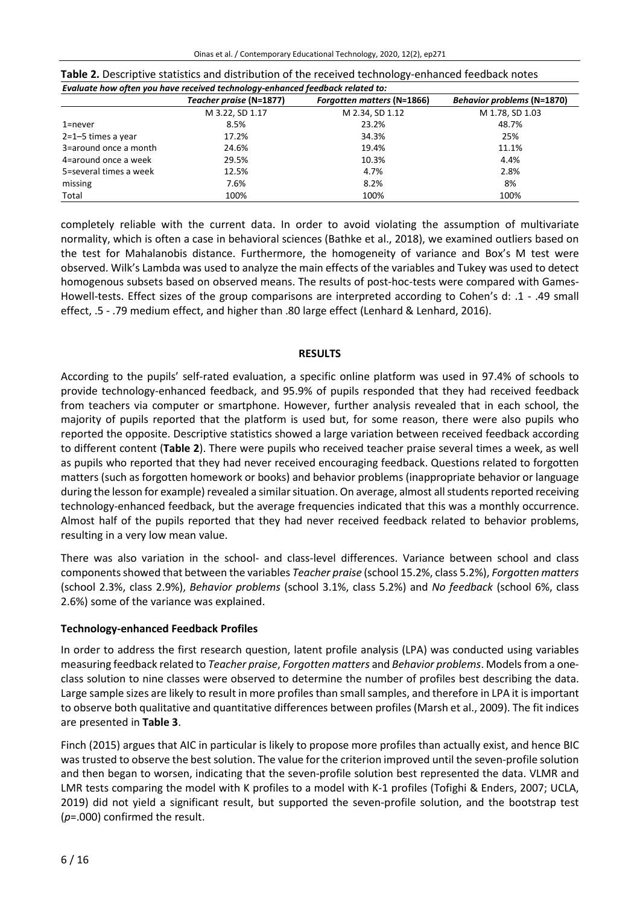**Table 2.** Descriptive statistics and distribution of the received technology-enhanced feedback notes

| *Evaluate how often you have received technology-enhanced feedback related to:* | | | |
|---|---|---|---|
| | ***Teacher praise* (N=1877)** | ***Forgotten matters* (N=1866)** | ***Behavior problems* (N=1870)** |
| | M 3.22, SD 1.17 | M 2.34, SD 1.12 | M 1.78, SD 1.03 |
| 1=never | 8.5% | 23.2% | 48.7% |
| 2=1–5 times a year | 17.2% | 34.3% | 25% |
| 3=around once a month | 24.6% | 19.4% | 11.1% |
| 4=around once a week | 29.5% | 10.3% | 4.4% |
| 5=several times a week | 12.5% | 4.7% | 2.8% |
| missing | 7.6% | 8.2% | 8% |
| Total | 100% | 100% | 100% |

completely reliable with the current data. In order to avoid violating the assumption of multivariate normality, which is often a case in behavioral sciences (Bathke et al., 2018), we examined outliers based on the test for Mahalanobis distance. Furthermore, the homogeneity of variance and Box's M test were observed. Wilk's Lambda was used to analyze the main effects of the variables and Tukey was used to detect homogenous subsets based on observed means. The results of post-hoc-tests were compared with Games-Howell-tests. Effect sizes of the group comparisons are interpreted according to Cohen's d: .1 - .49 small effect, .5 - .79 medium effect, and higher than .80 large effect (Lenhard & Lenhard, 2016).

## RESULTS

According to the pupils' self-rated evaluation, a specific online platform was used in 97.4% of schools to provide technology-enhanced feedback, and 95.9% of pupils responded that they had received feedback from teachers via computer or smartphone. However, further analysis revealed that in each school, the majority of pupils reported that the platform is used but, for some reason, there were also pupils who reported the opposite. Descriptive statistics showed a large variation between received feedback according to different content (**Table 2**). There were pupils who received teacher praise several times a week, as well as pupils who reported that they had never received encouraging feedback. Questions related to forgotten matters (such as forgotten homework or books) and behavior problems (inappropriate behavior or language during the lesson for example) revealed a similar situation. On average, almost all students reported receiving technology-enhanced feedback, but the average frequencies indicated that this was a monthly occurrence. Almost half of the pupils reported that they had never received feedback related to behavior problems, resulting in a very low mean value.

There was also variation in the school- and class-level differences. Variance between school and class components showed that between the variables *Teacher praise* (school 15.2%, class 5.2%), *Forgotten matters* (school 2.3%, class 2.9%), *Behavior problems* (school 3.1%, class 5.2%) and *No feedback* (school 6%, class 2.6%) some of the variance was explained.

### Technology-enhanced Feedback Profiles

In order to address the first research question, latent profile analysis (LPA) was conducted using variables measuring feedback related to *Teacher praise*, *Forgotten matters* and *Behavior problems*. Models from a one-class solution to nine classes were observed to determine the number of profiles best describing the data. Large sample sizes are likely to result in more profiles than small samples, and therefore in LPA it is important to observe both qualitative and quantitative differences between profiles (Marsh et al., 2009). The fit indices are presented in **Table 3**.

Finch (2015) argues that AIC in particular is likely to propose more profiles than actually exist, and hence BIC was trusted to observe the best solution. The value for the criterion improved until the seven-profile solution and then began to worsen, indicating that the seven-profile solution best represented the data. VLMR and LMR tests comparing the model with K profiles to a model with K-1 profiles (Tofighi & Enders, 2007; UCLA, 2019) did not yield a significant result, but supported the seven-profile solution, and the bootstrap test ($p$=.000) confirmed the result.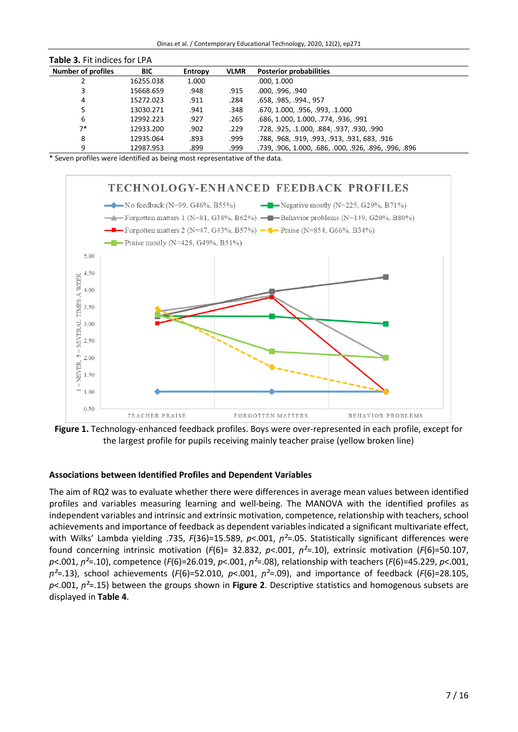**Table 3.** Fit indices for LPA

| Number of profiles | BIC | Entropy | VLMR | Posterior probabilities |
|---|---|---|---|---|
| 2 | 16255.038 | 1.000 | | .000, 1.000 |
| 3 | 15668.659 | .948 | .915 | .000, .996, .940 |
| 4 | 15272.023 | .911 | .284 | .658, .985, .994., 957 |
| 5 | 13030.271 | .941 | .348 | .670, 1.000, .956, .993, .1.000 |
| 6 | 12992.223 | .927 | .265 | .686, 1.000, 1.000, .774, .936, .991 |
| 7* | 12933.200 | .902 | .229 | .728, .925, .1.000, .884, .937, .930, .990 |
| 8 | 12935.064 | .893 | .999 | .788, .968, .919, .993, .913, .931, 683, .916 |
| 9 | 12987.953 | .899 | .999 | .739, .906, 1.000, .686, .000, .926, .896, .996, .896 |

\* Seven profiles were identified as being most representative of the data.

**Figure 1.** Technology-enhanced feedback profiles. Boys were over-represented in each profile, except for the largest profile for pupils receiving mainly teacher praise (yellow broken line)

### Associations between Identified Profiles and Dependent Variables

The aim of RQ2 was to evaluate whether there were differences in average mean values between identified profiles and variables measuring learning and well-being. The MANOVA with the identified profiles as independent variables and intrinsic and extrinsic motivation, competence, relationship with teachers, school achievements and importance of feedback as dependent variables indicated a significant multivariate effect, with Wilks' Lambda yielding .735, $F(36)$=15.589, $p$<.001, $\eta^2$=.05. Statistically significant differences were found concerning intrinsic motivation ($F(6)$= 32.832, $p$<.001, $\eta^2$=.10), extrinsic motivation ($F(6)$=50.107, $p$<.001, $\eta^2$=.10), competence ($F(6)$=26.019, $p$<.001, $\eta^2$=.08), relationship with teachers ($F(6)$=45.229, $p$<.001, $\eta^2$=.13), school achievements ($F(6)$=52.010, $p$<.001, $\eta^2$=.09), and importance of feedback ($F(6)$=28.105, $p$<.001, $\eta^2$=.15) between the groups shown in **Figure 2**. Descriptive statistics and homogenous subsets are displayed in **Table 4**.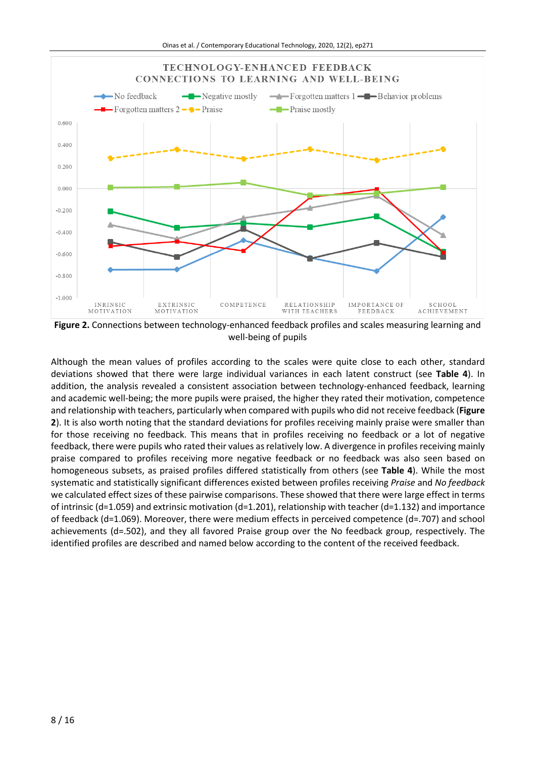**Figure 2.** Connections between technology-enhanced feedback profiles and scales measuring learning and well-being of pupils

Although the mean values of profiles according to the scales were quite close to each other, standard deviations showed that there were large individual variances in each latent construct (see **Table 4**). In addition, the analysis revealed a consistent association between technology-enhanced feedback, learning and academic well-being; the more pupils were praised, the higher they rated their motivation, competence and relationship with teachers, particularly when compared with pupils who did not receive feedback (**Figure 2**). It is also worth noting that the standard deviations for profiles receiving mainly praise were smaller than for those receiving no feedback. This means that in profiles receiving no feedback or a lot of negative feedback, there were pupils who rated their values as relatively low. A divergence in profiles receiving mainly praise compared to profiles receiving more negative feedback or no feedback was also seen based on homogeneous subsets, as praised profiles differed statistically from others (see **Table 4**). While the most systematic and statistically significant differences existed between profiles receiving *Praise* and *No feedback* we calculated effect sizes of these pairwise comparisons. These showed that there were large effect in terms of intrinsic (d=1.059) and extrinsic motivation (d=1.201), relationship with teacher (d=1.132) and importance of feedback (d=1.069). Moreover, there were medium effects in perceived competence (d=.707) and school achievements (d=.502), and they all favored Praise group over the No feedback group, respectively. The identified profiles are described and named below according to the content of the received feedback.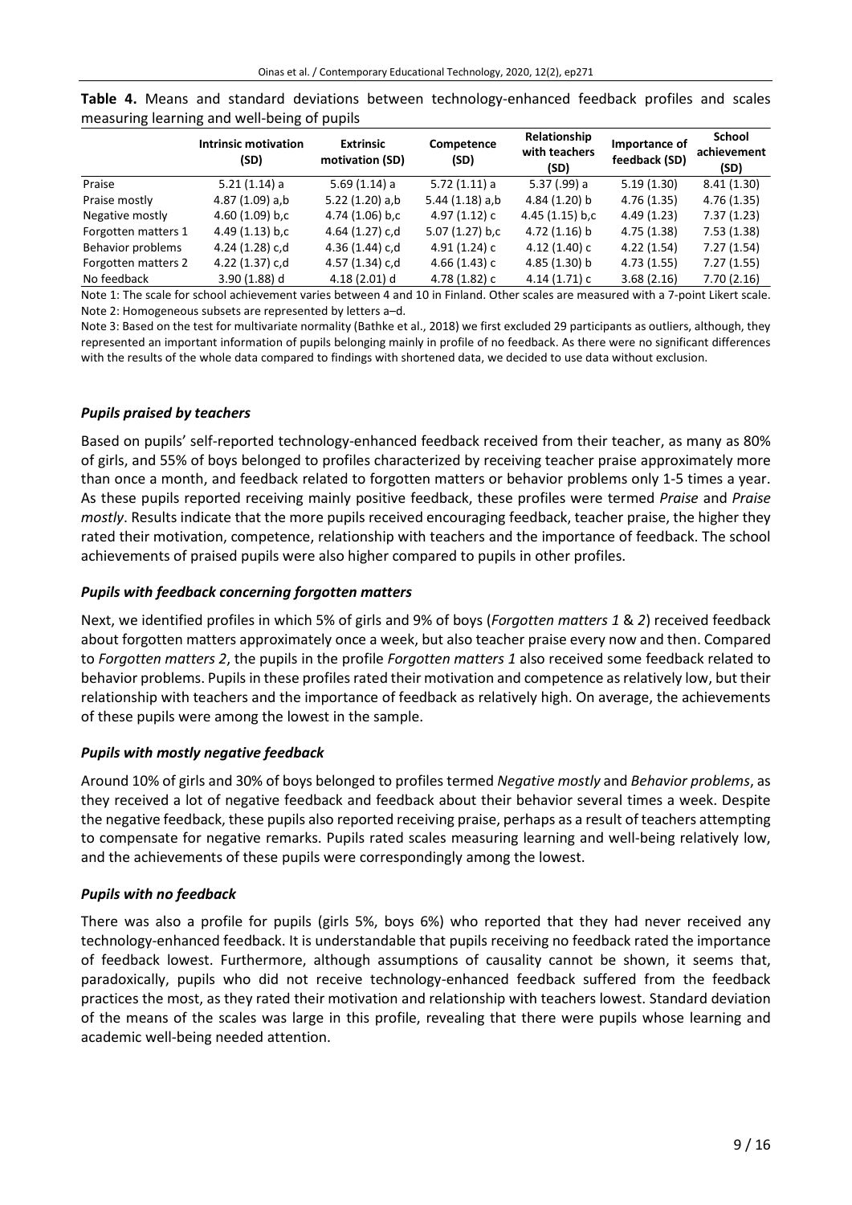**Table 4.** Means and standard deviations between technology-enhanced feedback profiles and scales measuring learning and well-being of pupils

| | Intrinsic motivation (SD) | Extrinsic motivation (SD) | Competence (SD) | Relationship with teachers (SD) | Importance of feedback (SD) | School achievement (SD) |
|---|---|---|---|---|---|---|
| Praise | 5.21 (1.14) a | 5.69 (1.14) a | 5.72 (1.11) a | 5.37 (.99) a | 5.19 (1.30) | 8.41 (1.30) |
| Praise mostly | 4.87 (1.09) a,b | 5.22 (1.20) a,b | 5.44 (1.18) a,b | 4.84 (1.20) b | 4.76 (1.35) | 4.76 (1.35) |
| Negative mostly | 4.60 (1.09) b,c | 4.74 (1.06) b,c | 4.97 (1.12) c | 4.45 (1.15) b,c | 4.49 (1.23) | 7.37 (1.23) |
| Forgotten matters 1 | 4.49 (1.13) b,c | 4.64 (1.27) c,d | 5.07 (1.27) b,c | 4.72 (1.16) b | 4.75 (1.38) | 7.53 (1.38) |
| Behavior problems | 4.24 (1.28) c,d | 4.36 (1.44) c,d | 4.91 (1.24) c | 4.12 (1.40) c | 4.22 (1.54) | 7.27 (1.54) |
| Forgotten matters 2 | 4.22 (1.37) c,d | 4.57 (1.34) c,d | 4.66 (1.43) c | 4.85 (1.30) b | 4.73 (1.55) | 7.27 (1.55) |
| No feedback | 3.90 (1.88) d | 4.18 (2.01) d | 4.78 (1.82) c | 4.14 (1.71) c | 3.68 (2.16) | 7.70 (2.16) |

Note 1: The scale for school achievement varies between 4 and 10 in Finland. Other scales are measured with a 7-point Likert scale.
Note 2: Homogeneous subsets are represented by letters a–d.
Note 3: Based on the test for multivariate normality (Bathke et al., 2018) we first excluded 29 participants as outliers, although, they represented an important information of pupils belonging mainly in profile of no feedback. As there were no significant differences with the results of the whole data compared to findings with shortened data, we decided to use data without exclusion.

### *Pupils praised by teachers*

Based on pupils' self-reported technology-enhanced feedback received from their teacher, as many as 80% of girls, and 55% of boys belonged to profiles characterized by receiving teacher praise approximately more than once a month, and feedback related to forgotten matters or behavior problems only 1-5 times a year. As these pupils reported receiving mainly positive feedback, these profiles were termed *Praise* and *Praise mostly*. Results indicate that the more pupils received encouraging feedback, teacher praise, the higher they rated their motivation, competence, relationship with teachers and the importance of feedback. The school achievements of praised pupils were also higher compared to pupils in other profiles.

### *Pupils with feedback concerning forgotten matters*

Next, we identified profiles in which 5% of girls and 9% of boys (*Forgotten matters 1* & *2*) received feedback about forgotten matters approximately once a week, but also teacher praise every now and then. Compared to *Forgotten matters 2*, the pupils in the profile *Forgotten matters 1* also received some feedback related to behavior problems. Pupils in these profiles rated their motivation and competence as relatively low, but their relationship with teachers and the importance of feedback as relatively high. On average, the achievements of these pupils were among the lowest in the sample.

### *Pupils with mostly negative feedback*

Around 10% of girls and 30% of boys belonged to profiles termed *Negative mostly* and *Behavior problems*, as they received a lot of negative feedback and feedback about their behavior several times a week. Despite the negative feedback, these pupils also reported receiving praise, perhaps as a result of teachers attempting to compensate for negative remarks. Pupils rated scales measuring learning and well-being relatively low, and the achievements of these pupils were correspondingly among the lowest.

### *Pupils with no feedback*

There was also a profile for pupils (girls 5%, boys 6%) who reported that they had never received any technology-enhanced feedback. It is understandable that pupils receiving no feedback rated the importance of feedback lowest. Furthermore, although assumptions of causality cannot be shown, it seems that, paradoxically, pupils who did not receive technology-enhanced feedback suffered from the feedback practices the most, as they rated their motivation and relationship with teachers lowest. Standard deviation of the means of the scales was large in this profile, revealing that there were pupils whose learning and academic well-being needed attention.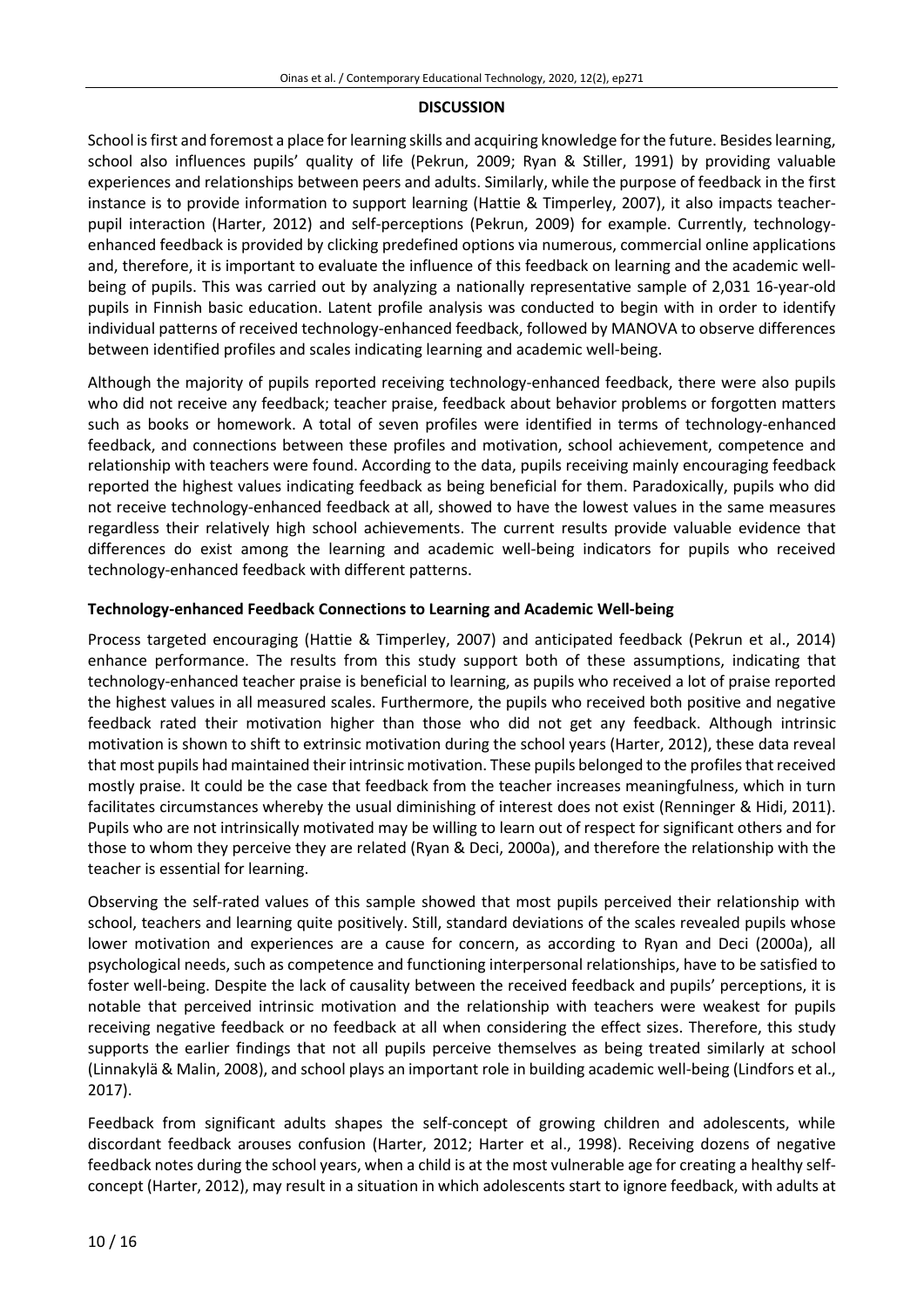## DISCUSSION

School is first and foremost a place for learning skills and acquiring knowledge for the future. Besides learning, school also influences pupils' quality of life (Pekrun, 2009; Ryan & Stiller, 1991) by providing valuable experiences and relationships between peers and adults. Similarly, while the purpose of feedback in the first instance is to provide information to support learning (Hattie & Timperley, 2007), it also impacts teacher-pupil interaction (Harter, 2012) and self-perceptions (Pekrun, 2009) for example. Currently, technology-enhanced feedback is provided by clicking predefined options via numerous, commercial online applications and, therefore, it is important to evaluate the influence of this feedback on learning and the academic well-being of pupils. This was carried out by analyzing a nationally representative sample of 2,031 16-year-old pupils in Finnish basic education. Latent profile analysis was conducted to begin with in order to identify individual patterns of received technology-enhanced feedback, followed by MANOVA to observe differences between identified profiles and scales indicating learning and academic well-being.

Although the majority of pupils reported receiving technology-enhanced feedback, there were also pupils who did not receive any feedback; teacher praise, feedback about behavior problems or forgotten matters such as books or homework. A total of seven profiles were identified in terms of technology-enhanced feedback, and connections between these profiles and motivation, school achievement, competence and relationship with teachers were found. According to the data, pupils receiving mainly encouraging feedback reported the highest values indicating feedback as being beneficial for them. Paradoxically, pupils who did not receive technology-enhanced feedback at all, showed to have the lowest values in the same measures regardless their relatively high school achievements. The current results provide valuable evidence that differences do exist among the learning and academic well-being indicators for pupils who received technology-enhanced feedback with different patterns.

### Technology-enhanced Feedback Connections to Learning and Academic Well-being

Process targeted encouraging (Hattie & Timperley, 2007) and anticipated feedback (Pekrun et al., 2014) enhance performance. The results from this study support both of these assumptions, indicating that technology-enhanced teacher praise is beneficial to learning, as pupils who received a lot of praise reported the highest values in all measured scales. Furthermore, the pupils who received both positive and negative feedback rated their motivation higher than those who did not get any feedback. Although intrinsic motivation is shown to shift to extrinsic motivation during the school years (Harter, 2012), these data reveal that most pupils had maintained their intrinsic motivation. These pupils belonged to the profiles that received mostly praise. It could be the case that feedback from the teacher increases meaningfulness, which in turn facilitates circumstances whereby the usual diminishing of interest does not exist (Renninger & Hidi, 2011). Pupils who are not intrinsically motivated may be willing to learn out of respect for significant others and for those to whom they perceive they are related (Ryan & Deci, 2000a), and therefore the relationship with the teacher is essential for learning.

Observing the self-rated values of this sample showed that most pupils perceived their relationship with school, teachers and learning quite positively. Still, standard deviations of the scales revealed pupils whose lower motivation and experiences are a cause for concern, as according to Ryan and Deci (2000a), all psychological needs, such as competence and functioning interpersonal relationships, have to be satisfied to foster well-being. Despite the lack of causality between the received feedback and pupils' perceptions, it is notable that perceived intrinsic motivation and the relationship with teachers were weakest for pupils receiving negative feedback or no feedback at all when considering the effect sizes. Therefore, this study supports the earlier findings that not all pupils perceive themselves as being treated similarly at school (Linnakylä & Malin, 2008), and school plays an important role in building academic well-being (Lindfors et al., 2017).

Feedback from significant adults shapes the self-concept of growing children and adolescents, while discordant feedback arouses confusion (Harter, 2012; Harter et al., 1998). Receiving dozens of negative feedback notes during the school years, when a child is at the most vulnerable age for creating a healthy self-concept (Harter, 2012), may result in a situation in which adolescents start to ignore feedback, with adults at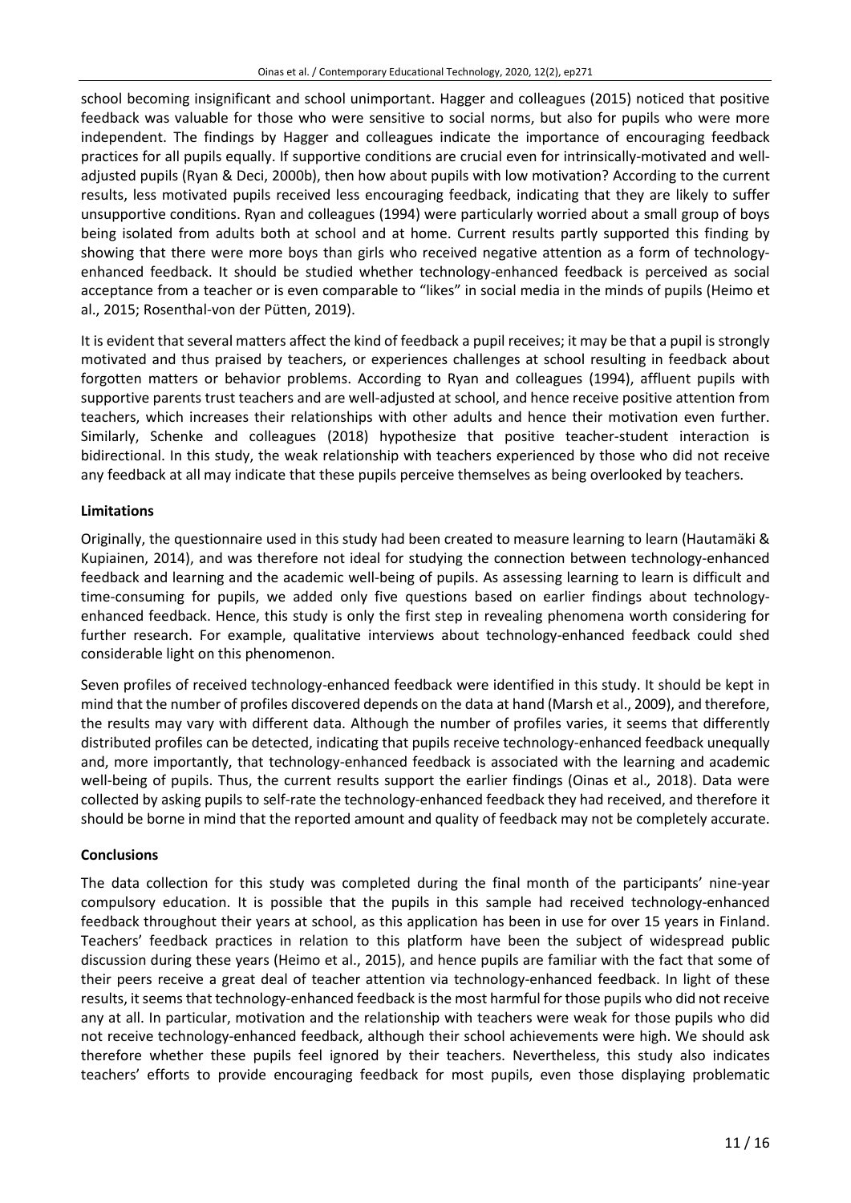school becoming insignificant and school unimportant. Hagger and colleagues (2015) noticed that positive feedback was valuable for those who were sensitive to social norms, but also for pupils who were more independent. The findings by Hagger and colleagues indicate the importance of encouraging feedback practices for all pupils equally. If supportive conditions are crucial even for intrinsically-motivated and well-adjusted pupils (Ryan & Deci, 2000b), then how about pupils with low motivation? According to the current results, less motivated pupils received less encouraging feedback, indicating that they are likely to suffer unsupportive conditions. Ryan and colleagues (1994) were particularly worried about a small group of boys being isolated from adults both at school and at home. Current results partly supported this finding by showing that there were more boys than girls who received negative attention as a form of technology-enhanced feedback. It should be studied whether technology-enhanced feedback is perceived as social acceptance from a teacher or is even comparable to "likes" in social media in the minds of pupils (Heimo et al., 2015; Rosenthal-von der Pütten, 2019).

It is evident that several matters affect the kind of feedback a pupil receives; it may be that a pupil is strongly motivated and thus praised by teachers, or experiences challenges at school resulting in feedback about forgotten matters or behavior problems. According to Ryan and colleagues (1994), affluent pupils with supportive parents trust teachers and are well-adjusted at school, and hence receive positive attention from teachers, which increases their relationships with other adults and hence their motivation even further. Similarly, Schenke and colleagues (2018) hypothesize that positive teacher-student interaction is bidirectional. In this study, the weak relationship with teachers experienced by those who did not receive any feedback at all may indicate that these pupils perceive themselves as being overlooked by teachers.

### Limitations

Originally, the questionnaire used in this study had been created to measure learning to learn (Hautamäki & Kupiainen, 2014), and was therefore not ideal for studying the connection between technology-enhanced feedback and learning and the academic well-being of pupils. As assessing learning to learn is difficult and time-consuming for pupils, we added only five questions based on earlier findings about technology-enhanced feedback. Hence, this study is only the first step in revealing phenomena worth considering for further research. For example, qualitative interviews about technology-enhanced feedback could shed considerable light on this phenomenon.

Seven profiles of received technology-enhanced feedback were identified in this study. It should be kept in mind that the number of profiles discovered depends on the data at hand (Marsh et al., 2009), and therefore, the results may vary with different data. Although the number of profiles varies, it seems that differently distributed profiles can be detected, indicating that pupils receive technology-enhanced feedback unequally and, more importantly, that technology-enhanced feedback is associated with the learning and academic well-being of pupils. Thus, the current results support the earlier findings (Oinas et al*.,* 2018). Data were collected by asking pupils to self-rate the technology-enhanced feedback they had received, and therefore it should be borne in mind that the reported amount and quality of feedback may not be completely accurate.

### Conclusions

The data collection for this study was completed during the final month of the participants' nine-year compulsory education. It is possible that the pupils in this sample had received technology-enhanced feedback throughout their years at school, as this application has been in use for over 15 years in Finland. Teachers' feedback practices in relation to this platform have been the subject of widespread public discussion during these years (Heimo et al., 2015), and hence pupils are familiar with the fact that some of their peers receive a great deal of teacher attention via technology-enhanced feedback. In light of these results, it seems that technology-enhanced feedback is the most harmful for those pupils who did not receive any at all. In particular, motivation and the relationship with teachers were weak for those pupils who did not receive technology-enhanced feedback, although their school achievements were high. We should ask therefore whether these pupils feel ignored by their teachers. Nevertheless, this study also indicates teachers' efforts to provide encouraging feedback for most pupils, even those displaying problematic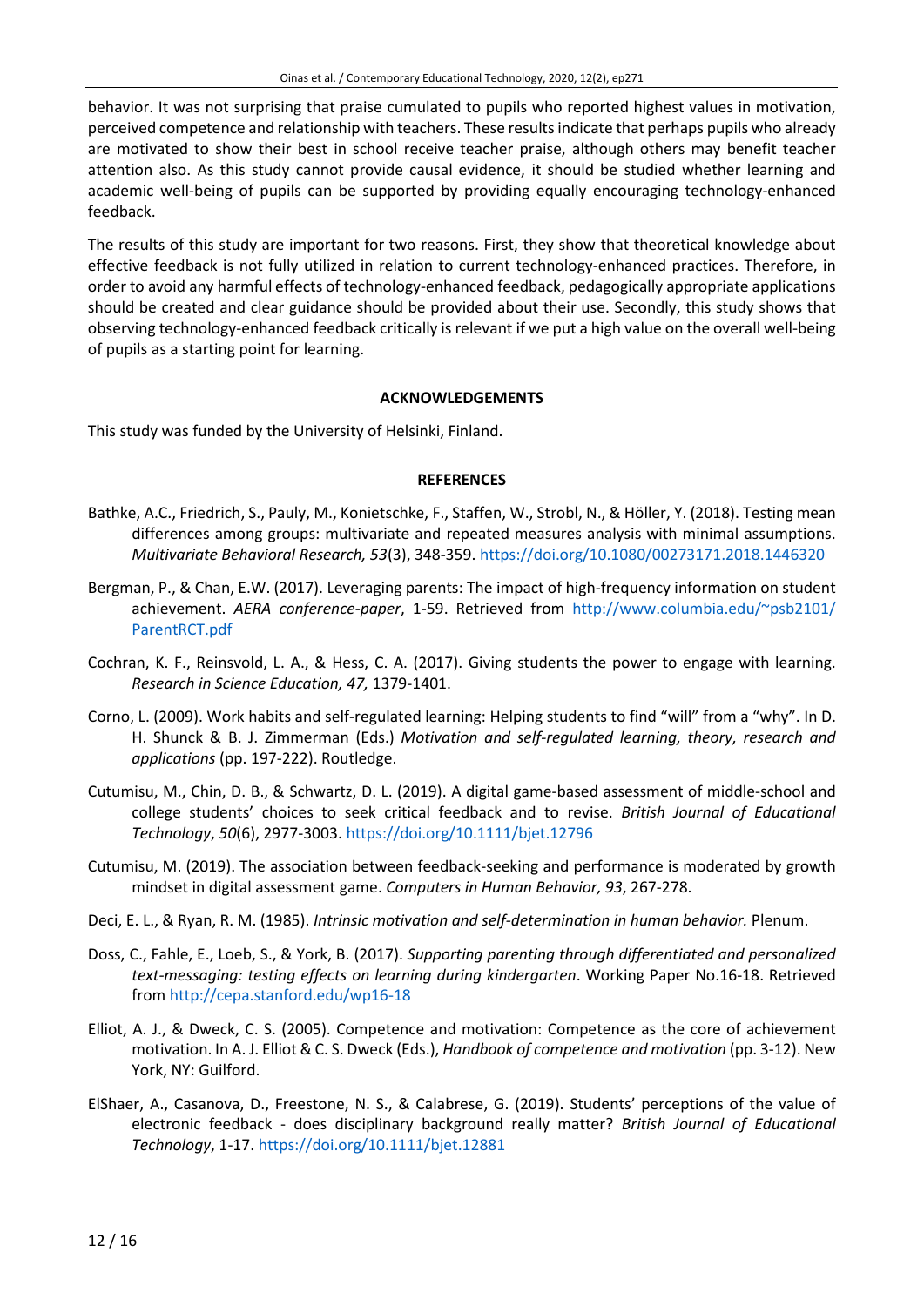behavior. It was not surprising that praise cumulated to pupils who reported highest values in motivation, perceived competence and relationship with teachers. These results indicate that perhaps pupils who already are motivated to show their best in school receive teacher praise, although others may benefit teacher attention also. As this study cannot provide causal evidence, it should be studied whether learning and academic well-being of pupils can be supported by providing equally encouraging technology-enhanced feedback.

The results of this study are important for two reasons. First, they show that theoretical knowledge about effective feedback is not fully utilized in relation to current technology-enhanced practices. Therefore, in order to avoid any harmful effects of technology-enhanced feedback, pedagogically appropriate applications should be created and clear guidance should be provided about their use. Secondly, this study shows that observing technology-enhanced feedback critically is relevant if we put a high value on the overall well-being of pupils as a starting point for learning.

## ACKNOWLEDGEMENTS

This study was funded by the University of Helsinki, Finland.

## REFERENCES

Bathke, A.C., Friedrich, S., Pauly, M., Konietschke, F., Staffen, W., Strobl, N., & Höller, Y. (2018). Testing mean differences among groups: multivariate and repeated measures analysis with minimal assumptions. *Multivariate Behavioral Research, 53*(3), 348-359. https://doi.org/10.1080/00273171.2018.1446320

Bergman, P., & Chan, E.W. (2017). Leveraging parents: The impact of high-frequency information on student achievement. *AERA conference-paper*, 1-59. Retrieved from http://www.columbia.edu/~psb2101/ParentRCT.pdf

Cochran, K. F., Reinsvold, L. A., & Hess, C. A. (2017). Giving students the power to engage with learning. *Research in Science Education, 47,* 1379-1401.

Corno, L. (2009). Work habits and self-regulated learning: Helping students to find "will" from a "why". In D. H. Shunck & B. J. Zimmerman (Eds.) *Motivation and self-regulated learning, theory, research and applications* (pp. 197-222). Routledge.

Cutumisu, M., Chin, D. B., & Schwartz, D. L. (2019). A digital game-based assessment of middle-school and college students' choices to seek critical feedback and to revise. *British Journal of Educational Technology*, *50*(6), 2977-3003. https://doi.org/10.1111/bjet.12796

Cutumisu, M. (2019). The association between feedback-seeking and performance is moderated by growth mindset in digital assessment game. *Computers in Human Behavior, 93*, 267-278.

Deci, E. L., & Ryan, R. M. (1985). *Intrinsic motivation and self-determination in human behavior.* Plenum.

Doss, C., Fahle, E., Loeb, S., & York, B. (2017). *Supporting parenting through differentiated and personalized text-messaging: testing effects on learning during kindergarten*. Working Paper No.16-18. Retrieved from http://cepa.stanford.edu/wp16-18

Elliot, A. J., & Dweck, C. S. (2005). Competence and motivation: Competence as the core of achievement motivation. In A. J. Elliot & C. S. Dweck (Eds.), *Handbook of competence and motivation* (pp. 3-12). New York, NY: Guilford.

ElShaer, A., Casanova, D., Freestone, N. S., & Calabrese, G. (2019). Students' perceptions of the value of electronic feedback - does disciplinary background really matter? *British Journal of Educational Technology*, 1-17. https://doi.org/10.1111/bjet.12881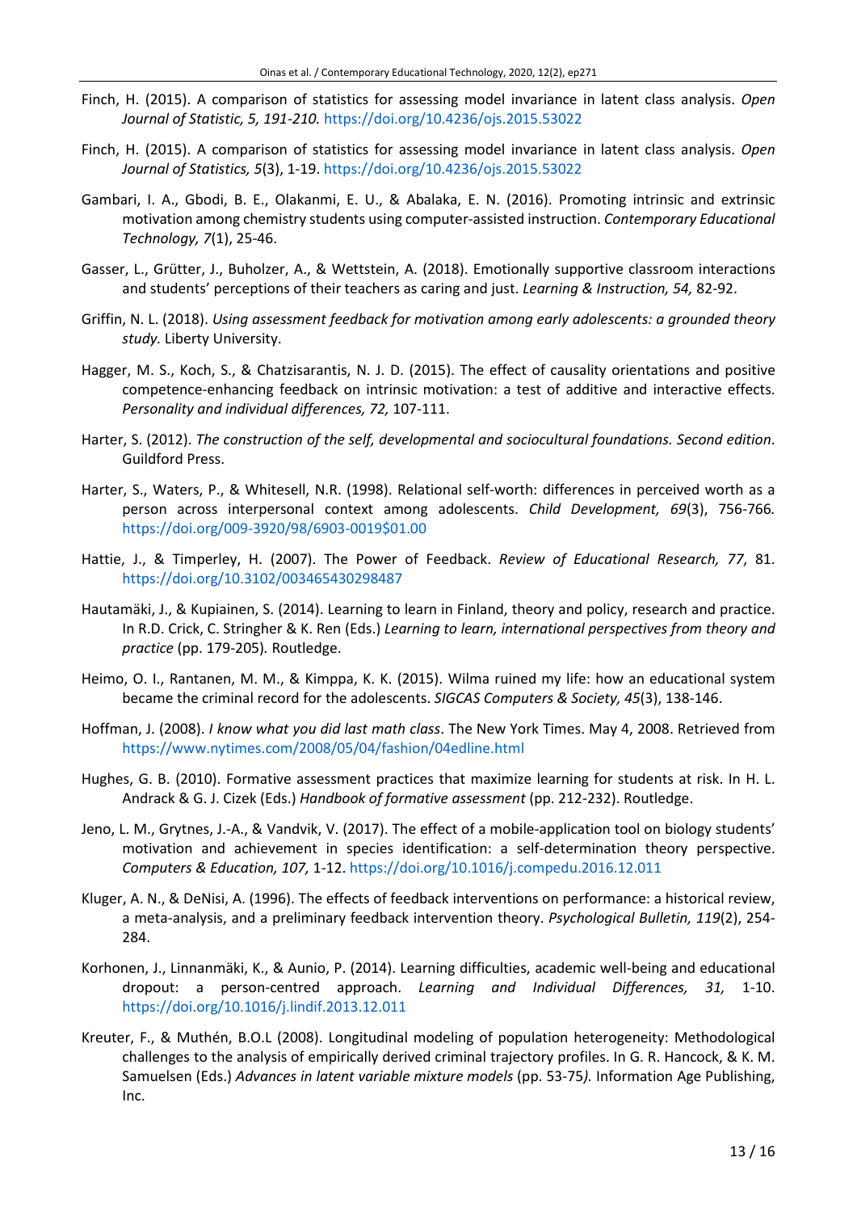Finch, H. (2015). A comparison of statistics for assessing model invariance in latent class analysis. *Open Journal of Statistic, 5, 191-210.* https://doi.org/10.4236/ojs.2015.53022

Finch, H. (2015). A comparison of statistics for assessing model invariance in latent class analysis. *Open Journal of Statistics, 5*(3), 1-19. https://doi.org/10.4236/ojs.2015.53022

Gambari, I. A., Gbodi, B. E., Olakanmi, E. U., & Abalaka, E. N. (2016). Promoting intrinsic and extrinsic motivation among chemistry students using computer-assisted instruction. *Contemporary Educational Technology, 7*(1), 25-46.

Gasser, L., Grütter, J., Buholzer, A., & Wettstein, A. (2018). Emotionally supportive classroom interactions and students' perceptions of their teachers as caring and just. *Learning & Instruction, 54,* 82-92.

Griffin, N. L. (2018). *Using assessment feedback for motivation among early adolescents: a grounded theory study.* Liberty University.

Hagger, M. S., Koch, S., & Chatzisarantis, N. J. D. (2015). The effect of causality orientations and positive competence-enhancing feedback on intrinsic motivation: a test of additive and interactive effects. *Personality and individual differences, 72,* 107-111.

Harter, S. (2012). *The construction of the self, developmental and sociocultural foundations. Second edition*. Guildford Press.

Harter, S., Waters, P., & Whitesell, N.R. (1998). Relational self-worth: differences in perceived worth as a person across interpersonal context among adolescents. *Child Development, 69*(3), 756-766*.* https://doi.org/009-3920/98/6903-0019$01.00

Hattie, J., & Timperley, H. (2007). The Power of Feedback. *Review of Educational Research, 77*, 81. https://doi.org/10.3102/003465430298487

Hautamäki, J., & Kupiainen, S. (2014). Learning to learn in Finland, theory and policy, research and practice. In R.D. Crick, C. Stringher & K. Ren (Eds.) *Learning to learn, international perspectives from theory and practice* (pp. 179-205)*.* Routledge.

Heimo, O. I., Rantanen, M. M., & Kimppa, K. K. (2015). Wilma ruined my life: how an educational system became the criminal record for the adolescents. *SIGCAS Computers & Society, 45*(3), 138-146.

Hoffman, J. (2008). *I know what you did last math class*. The New York Times. May 4, 2008. Retrieved from https://www.nytimes.com/2008/05/04/fashion/04edline.html

Hughes, G. B. (2010). Formative assessment practices that maximize learning for students at risk. In H. L. Andrack & G. J. Cizek (Eds.) *Handbook of formative assessment* (pp. 212-232). Routledge.

Jeno, L. M., Grytnes, J.-A., & Vandvik, V. (2017). The effect of a mobile-application tool on biology students' motivation and achievement in species identification: a self-determination theory perspective. *Computers & Education, 107,* 1-12. https://doi.org/10.1016/j.compedu.2016.12.011

Kluger, A. N., & DeNisi, A. (1996). The effects of feedback interventions on performance: a historical review, a meta-analysis, and a preliminary feedback intervention theory. *Psychological Bulletin, 119*(2), 254-284.

Korhonen, J., Linnanmäki, K., & Aunio, P. (2014). Learning difficulties, academic well-being and educational dropout: a person-centred approach. *Learning and Individual Differences, 31,* 1-10. https://doi.org/10.1016/j.lindif.2013.12.011

Kreuter, F., & Muthén, B.O.L (2008). Longitudinal modeling of population heterogeneity: Methodological challenges to the analysis of empirically derived criminal trajectory profiles. In G. R. Hancock, & K. M. Samuelsen (Eds.) *Advances in latent variable mixture models* (pp. 53-75*).* Information Age Publishing, Inc.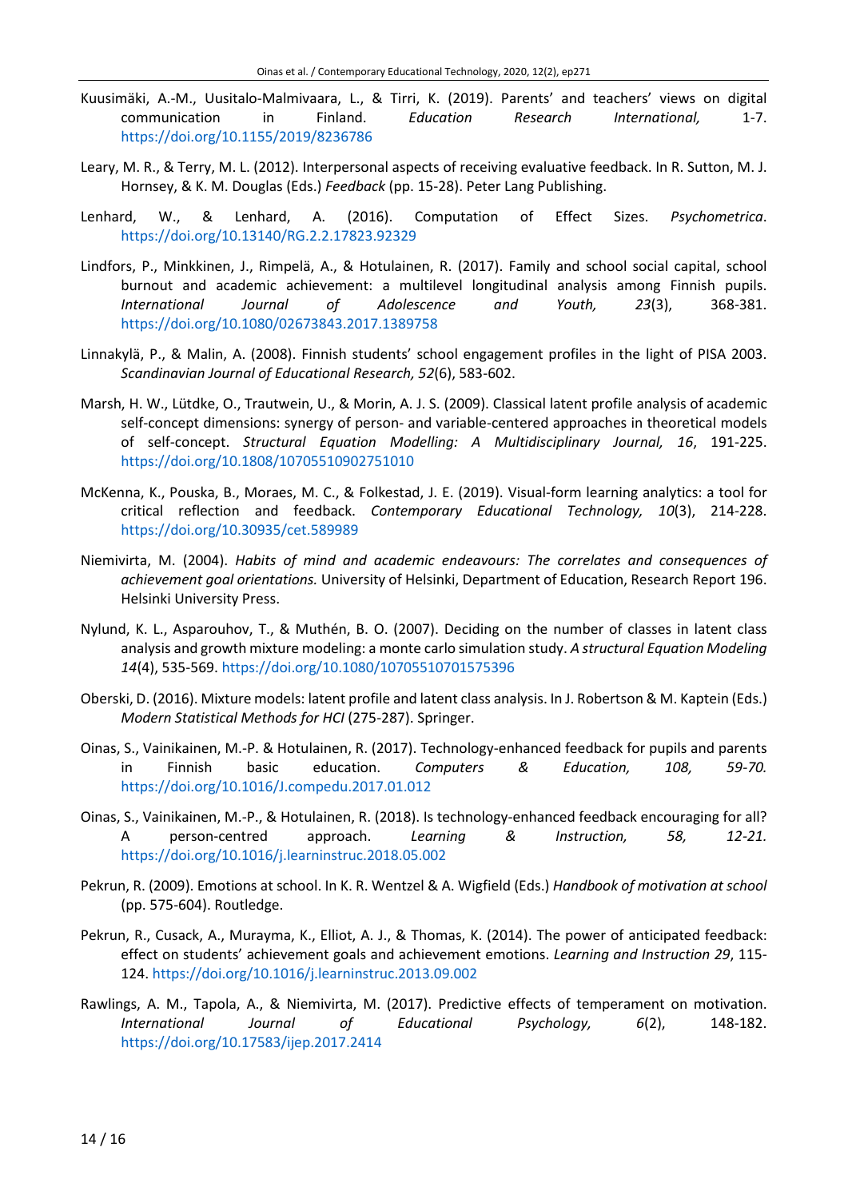Kuusimäki, A.-M., Uusitalo-Malmivaara, L., & Tirri, K. (2019). Parents' and teachers' views on digital communication in Finland. *Education Research International,* 1-7. https://doi.org/10.1155/2019/8236786

Leary, M. R., & Terry, M. L. (2012). Interpersonal aspects of receiving evaluative feedback. In R. Sutton, M. J. Hornsey, & K. M. Douglas (Eds.) *Feedback* (pp. 15-28). Peter Lang Publishing.

Lenhard, W., & Lenhard, A. (2016). Computation of Effect Sizes. *Psychometrica*. https://doi.org/10.13140/RG.2.2.17823.92329

Lindfors, P., Minkkinen, J., Rimpelä, A., & Hotulainen, R. (2017). Family and school social capital, school burnout and academic achievement: a multilevel longitudinal analysis among Finnish pupils. *International Journal of Adolescence and Youth, 23*(3), 368-381. https://doi.org/10.1080/02673843.2017.1389758

Linnakylä, P., & Malin, A. (2008). Finnish students' school engagement profiles in the light of PISA 2003. *Scandinavian Journal of Educational Research, 52*(6), 583-602.

Marsh, H. W., Lütdke, O., Trautwein, U., & Morin, A. J. S. (2009). Classical latent profile analysis of academic self-concept dimensions: synergy of person- and variable-centered approaches in theoretical models of self-concept. *Structural Equation Modelling: A Multidisciplinary Journal, 16*, 191-225. https://doi.org/10.1808/10705510902751010

McKenna, K., Pouska, B., Moraes, M. C., & Folkestad, J. E. (2019). Visual-form learning analytics: a tool for critical reflection and feedback. *Contemporary Educational Technology, 10*(3), 214-228. https://doi.org/10.30935/cet.589989

Niemivirta, M. (2004). *Habits of mind and academic endeavours: The correlates and consequences of achievement goal orientations.* University of Helsinki, Department of Education, Research Report 196. Helsinki University Press.

Nylund, K. L., Asparouhov, T., & Muthén, B. O. (2007). Deciding on the number of classes in latent class analysis and growth mixture modeling: a monte carlo simulation study. *A structural Equation Modeling 14*(4), 535-569. https://doi.org/10.1080/10705510701575396

Oberski, D. (2016). Mixture models: latent profile and latent class analysis. In J. Robertson & M. Kaptein (Eds.) *Modern Statistical Methods for HCI* (275-287). Springer.

Oinas, S., Vainikainen, M.-P. & Hotulainen, R. (2017). Technology-enhanced feedback for pupils and parents in Finnish basic education. *Computers & Education, 108, 59-70.* https://doi.org/10.1016/J.compedu.2017.01.012

Oinas, S., Vainikainen, M.-P., & Hotulainen, R. (2018). Is technology-enhanced feedback encouraging for all? A person-centred approach. *Learning & Instruction, 58, 12-21.* https://doi.org/10.1016/j.learninstruc.2018.05.002

Pekrun, R. (2009). Emotions at school. In K. R. Wentzel & A. Wigfield (Eds.) *Handbook of motivation at school* (pp. 575-604). Routledge.

Pekrun, R., Cusack, A., Murayma, K., Elliot, A. J., & Thomas, K. (2014). The power of anticipated feedback: effect on students' achievement goals and achievement emotions. *Learning and Instruction 29*, 115-124. https://doi.org/10.1016/j.learninstruc.2013.09.002

Rawlings, A. M., Tapola, A., & Niemivirta, M. (2017). Predictive effects of temperament on motivation. *International Journal of Educational Psychology, 6*(2), 148-182. https://doi.org/10.17583/ijep.2017.2414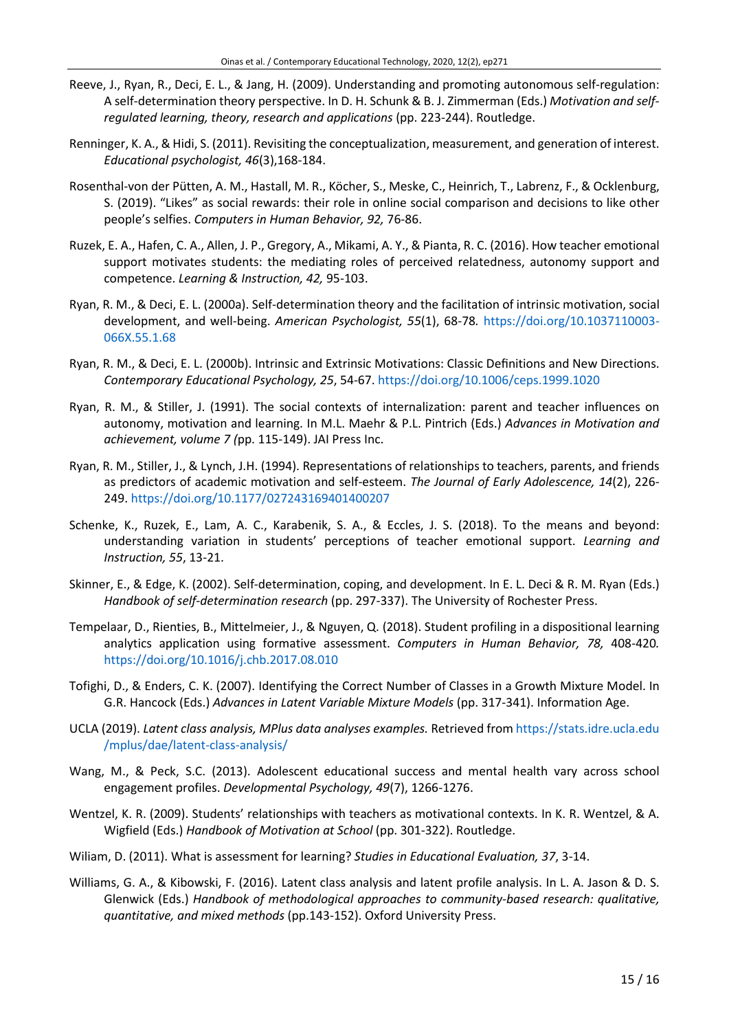Reeve, J., Ryan, R., Deci, E. L., & Jang, H. (2009). Understanding and promoting autonomous self-regulation: A self-determination theory perspective. In D. H. Schunk & B. J. Zimmerman (Eds.) *Motivation and self-regulated learning, theory, research and applications* (pp. 223-244). Routledge.

Renninger, K. A., & Hidi, S. (2011). Revisiting the conceptualization, measurement, and generation of interest. *Educational psychologist, 46*(3),168-184.

Rosenthal-von der Pütten, A. M., Hastall, M. R., Köcher, S., Meske, C., Heinrich, T., Labrenz, F., & Ocklenburg, S. (2019). "Likes" as social rewards: their role in online social comparison and decisions to like other people's selfies. *Computers in Human Behavior, 92,* 76-86.

Ruzek, E. A., Hafen, C. A., Allen, J. P., Gregory, A., Mikami, A. Y., & Pianta, R. C. (2016). How teacher emotional support motivates students: the mediating roles of perceived relatedness, autonomy support and competence. *Learning & Instruction, 42,* 95-103.

Ryan, R. M., & Deci, E. L. (2000a). Self-determination theory and the facilitation of intrinsic motivation, social development, and well-being. *American Psychologist, 55*(1), 68-78. https://doi.org/10.1037110003-066X.55.1.68

Ryan, R. M., & Deci, E. L. (2000b). Intrinsic and Extrinsic Motivations: Classic Definitions and New Directions. *Contemporary Educational Psychology, 25*, 54-67. https://doi.org/10.1006/ceps.1999.1020

Ryan, R. M., & Stiller, J. (1991). The social contexts of internalization: parent and teacher influences on autonomy, motivation and learning. In M.L. Maehr & P.L. Pintrich (Eds.) *Advances in Motivation and achievement, volume 7 (*pp. 115-149). JAI Press Inc.

Ryan, R. M., Stiller, J., & Lynch, J.H. (1994). Representations of relationships to teachers, parents, and friends as predictors of academic motivation and self-esteem. *The Journal of Early Adolescence, 14*(2), 226-249. https://doi.org/10.1177/027243169401400207

Schenke, K., Ruzek, E., Lam, A. C., Karabenik, S. A., & Eccles, J. S. (2018). To the means and beyond: understanding variation in students' perceptions of teacher emotional support. *Learning and Instruction, 55*, 13-21.

Skinner, E., & Edge, K. (2002). Self-determination, coping, and development. In E. L. Deci & R. M. Ryan (Eds.) *Handbook of self-determination research* (pp. 297-337). The University of Rochester Press.

Tempelaar, D., Rienties, B., Mittelmeier, J., & Nguyen, Q. (2018). Student profiling in a dispositional learning analytics application using formative assessment. *Computers in Human Behavior, 78,* 408-420. https://doi.org/10.1016/j.chb.2017.08.010

Tofighi, D., & Enders, C. K. (2007). Identifying the Correct Number of Classes in a Growth Mixture Model. In G.R. Hancock (Eds.) *Advances in Latent Variable Mixture Models* (pp. 317-341). Information Age.

UCLA (2019). *Latent class analysis, MPlus data analyses examples.* Retrieved from https://stats.idre.ucla.edu/mplus/dae/latent-class-analysis/

Wang, M., & Peck, S.C. (2013). Adolescent educational success and mental health vary across school engagement profiles. *Developmental Psychology, 49*(7), 1266-1276.

Wentzel, K. R. (2009). Students' relationships with teachers as motivational contexts. In K. R. Wentzel, & A. Wigfield (Eds.) *Handbook of Motivation at School* (pp. 301-322). Routledge.

Wiliam, D. (2011). What is assessment for learning? *Studies in Educational Evaluation, 37*, 3-14.

Williams, G. A., & Kibowski, F. (2016). Latent class analysis and latent profile analysis. In L. A. Jason & D. S. Glenwick (Eds.) *Handbook of methodological approaches to community-based research: qualitative, quantitative, and mixed methods* (pp.143-152). Oxford University Press.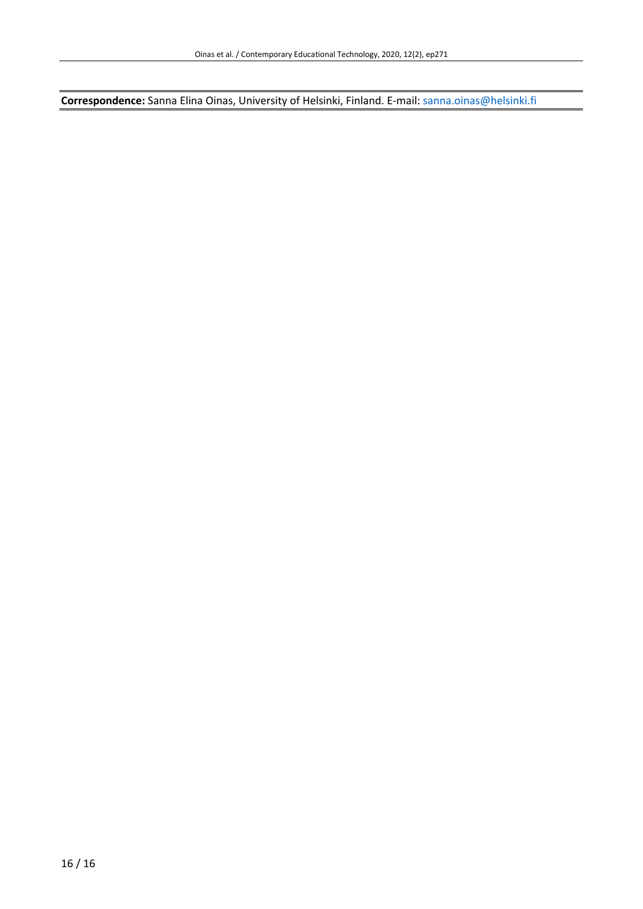**Correspondence:** Sanna Elina Oinas, University of Helsinki, Finland. E-mail: sanna.oinas@helsinki.fi